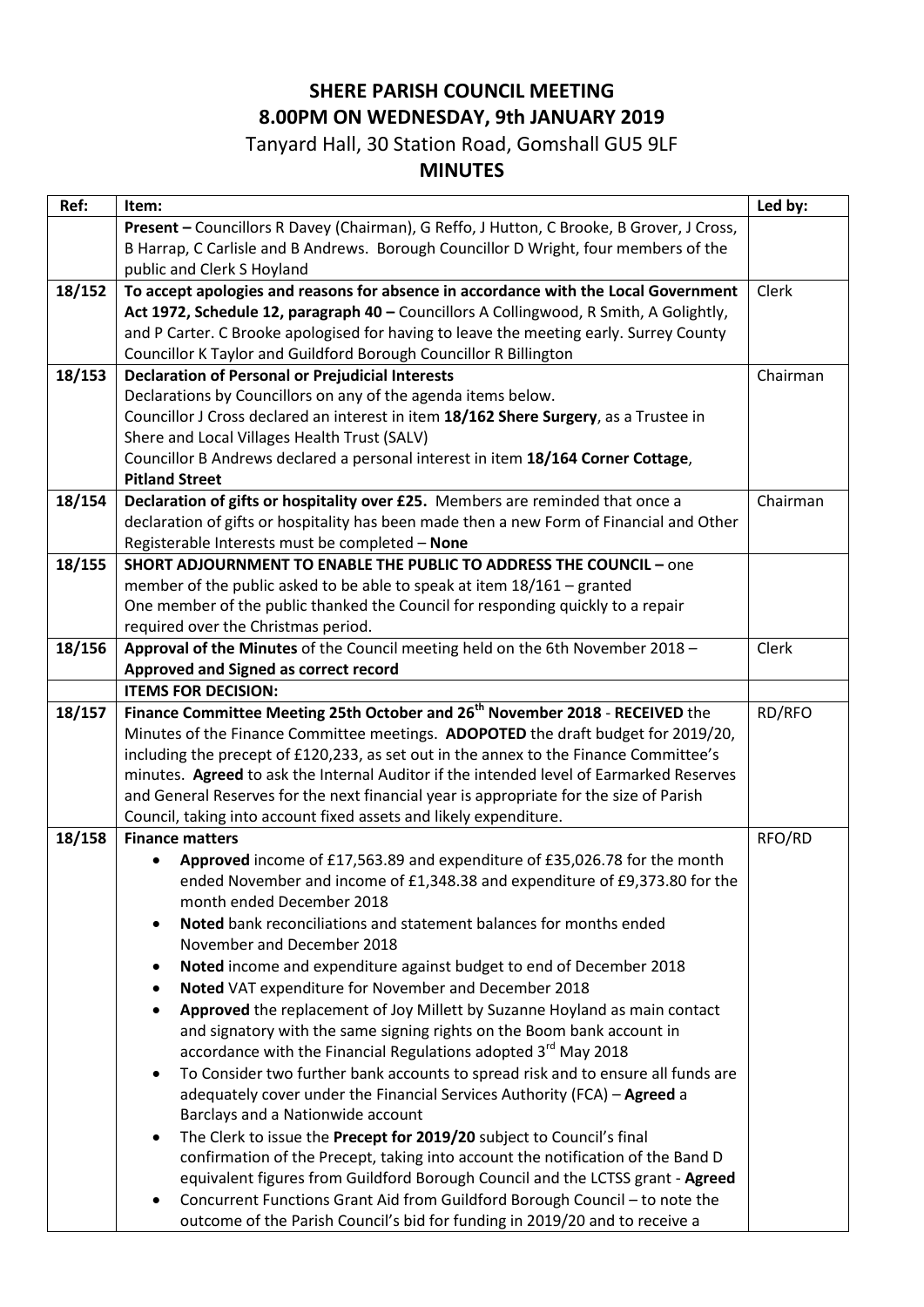# SHERE PARISH COUNCIL MEETING
# 8.00PM ON WEDNESDAY, 9th JANUARY 2019

Tanyard Hall, 30 Station Road, Gomshall GU5 9LF

## MINUTES

| Ref: | Item: | Led by: |
|---|---|---|
| | **Present –** Councillors R Davey (Chairman), G Reffo, J Hutton, C Brooke, B Grover, J Cross, B Harrap, C Carlisle and B Andrews. Borough Councillor D Wright, four members of the public and Clerk S Hoyland | |
| **18/152** | **To accept apologies and reasons for absence in accordance with the Local Government Act 1972, Schedule 12, paragraph 40 –** Councillors A Collingwood, R Smith, A Golightly, and P Carter. C Brooke apologised for having to leave the meeting early. Surrey County Councillor K Taylor and Guildford Borough Councillor R Billington | Clerk |
| **18/153** | **Declaration of Personal or Prejudicial Interests**<br>Declarations by Councillors on any of the agenda items below.<br>Councillor J Cross declared an interest in item **18/162 Shere Surgery**, as a Trustee in Shere and Local Villages Health Trust (SALV)<br>Councillor B Andrews declared a personal interest in item **18/164 Corner Cottage, Pitland Street** | Chairman |
| **18/154** | **Declaration of gifts or hospitality over £25.** Members are reminded that once a declaration of gifts or hospitality has been made then a new Form of Financial and Other Registerable Interests must be completed – **None** | Chairman |
| **18/155** | **SHORT ADJOURNMENT TO ENABLE THE PUBLIC TO ADDRESS THE COUNCIL –** one member of the public asked to be able to speak at item 18/161 – granted<br>One member of the public thanked the Council for responding quickly to a repair required over the Christmas period. | |
| **18/156** | **Approval of the Minutes** of the Council meeting held on the 6th November 2018 – **Approved and Signed as correct record** | Clerk |
| | **ITEMS FOR DECISION:** | |
| **18/157** | **Finance Committee Meeting 25th October and 26th November 2018** - **RECEIVED** the Minutes of the Finance Committee meetings. **ADOPOTED** the draft budget for 2019/20, including the precept of £120,233, as set out in the annex to the Finance Committee's minutes. **Agreed** to ask the Internal Auditor if the intended level of Earmarked Reserves and General Reserves for the next financial year is appropriate for the size of Parish Council, taking into account fixed assets and likely expenditure. | RD/RFO |
| **18/158** | **Finance matters**<br>• **Approved** income of £17,563.89 and expenditure of £35,026.78 for the month ended November and income of £1,348.38 and expenditure of £9,373.80 for the month ended December 2018<br>• **Noted** bank reconciliations and statement balances for months ended November and December 2018<br>• **Noted** income and expenditure against budget to end of December 2018<br>• **Noted** VAT expenditure for November and December 2018<br>• **Approved** the replacement of Joy Millett by Suzanne Hoyland as main contact and signatory with the same signing rights on the Boom bank account in accordance with the Financial Regulations adopted 3rd May 2018<br>• To Consider two further bank accounts to spread risk and to ensure all funds are adequately cover under the Financial Services Authority (FCA) – **Agreed** a Barclays and a Nationwide account<br>• The Clerk to issue the **Precept for 2019/20** subject to Council's final confirmation of the Precept, taking into account the notification of the Band D equivalent figures from Guildford Borough Council and the LCTSS grant - **Agreed**<br>• Concurrent Functions Grant Aid from Guildford Borough Council – to note the outcome of the Parish Council's bid for funding in 2019/20 and to receive a | RFO/RD |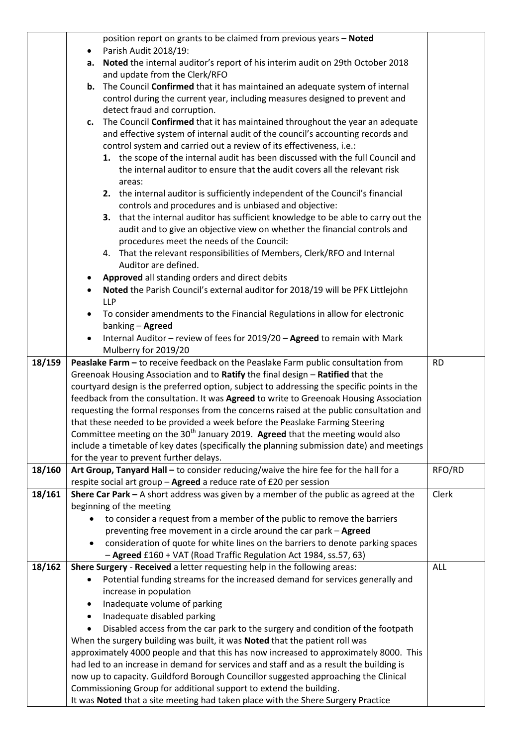| | | |
|---|---|---|
| | position report on grants to be claimed from previous years – **Noted**<br>• Parish Audit 2018/19:<br>**a.** **Noted** the internal auditor's report of his interim audit on 29th October 2018 and update from the Clerk/RFO<br>**b.** The Council **Confirmed** that it has maintained an adequate system of internal control during the current year, including measures designed to prevent and detect fraud and corruption.<br>**c.** The Council **Confirmed** that it has maintained throughout the year an adequate and effective system of internal audit of the council's accounting records and control system and carried out a review of its effectiveness, i.e.:<br>**1.** the scope of the internal audit has been discussed with the full Council and the internal auditor to ensure that the audit covers all the relevant risk areas:<br>**2.** the internal auditor is sufficiently independent of the Council's financial controls and procedures and is unbiased and objective:<br>**3.** that the internal auditor has sufficient knowledge to be able to carry out the audit and to give an objective view on whether the financial controls and procedures meet the needs of the Council:<br>4. That the relevant responsibilities of Members, Clerk/RFO and Internal Auditor are defined.<br>• **Approved** all standing orders and direct debits<br>• **Noted** the Parish Council's external auditor for 2018/19 will be PFK Littlejohn LLP<br>• To consider amendments to the Financial Regulations in allow for electronic banking – **Agreed**<br>• Internal Auditor – review of fees for 2019/20 – **Agreed** to remain with Mark Mulberry for 2019/20 | |
| 18/159 | **Peaslake Farm –** to receive feedback on the Peaslake Farm public consultation from Greenoak Housing Association and to **Ratify** the final design – **Ratified** that the courtyard design is the preferred option, subject to addressing the specific points in the feedback from the consultation. It was **Agreed** to write to Greenoak Housing Association requesting the formal responses from the concerns raised at the public consultation and that these needed to be provided a week before the Peaslake Farming Steering Committee meeting on the 30th January 2019. **Agreed** that the meeting would also include a timetable of key dates (specifically the planning submission date) and meetings for the year to prevent further delays. | RD |
| 18/160 | **Art Group, Tanyard Hall –** to consider reducing/waive the hire fee for the hall for a respite social art group – **Agreed** a reduce rate of £20 per session | RFO/RD |
| 18/161 | **Shere Car Park –** A short address was given by a member of the public as agreed at the beginning of the meeting<br>• to consider a request from a member of the public to remove the barriers preventing free movement in a circle around the car park – **Agreed**<br>• consideration of quote for white lines on the barriers to denote parking spaces – **Agreed** £160 + VAT (Road Traffic Regulation Act 1984, ss.57, 63) | Clerk |
| 18/162 | **Shere Surgery** - **Received** a letter requesting help in the following areas:<br>• Potential funding streams for the increased demand for services generally and increase in population<br>• Inadequate volume of parking<br>• Inadequate disabled parking<br>• Disabled access from the car park to the surgery and condition of the footpath<br>When the surgery building was built, it was **Noted** that the patient roll was approximately 4000 people and that this has now increased to approximately 8000. This had led to an increase in demand for services and staff and as a result the building is now up to capacity. Guildford Borough Councillor suggested approaching the Clinical Commissioning Group for additional support to extend the building.<br>It was **Noted** that a site meeting had taken place with the Shere Surgery Practice | ALL |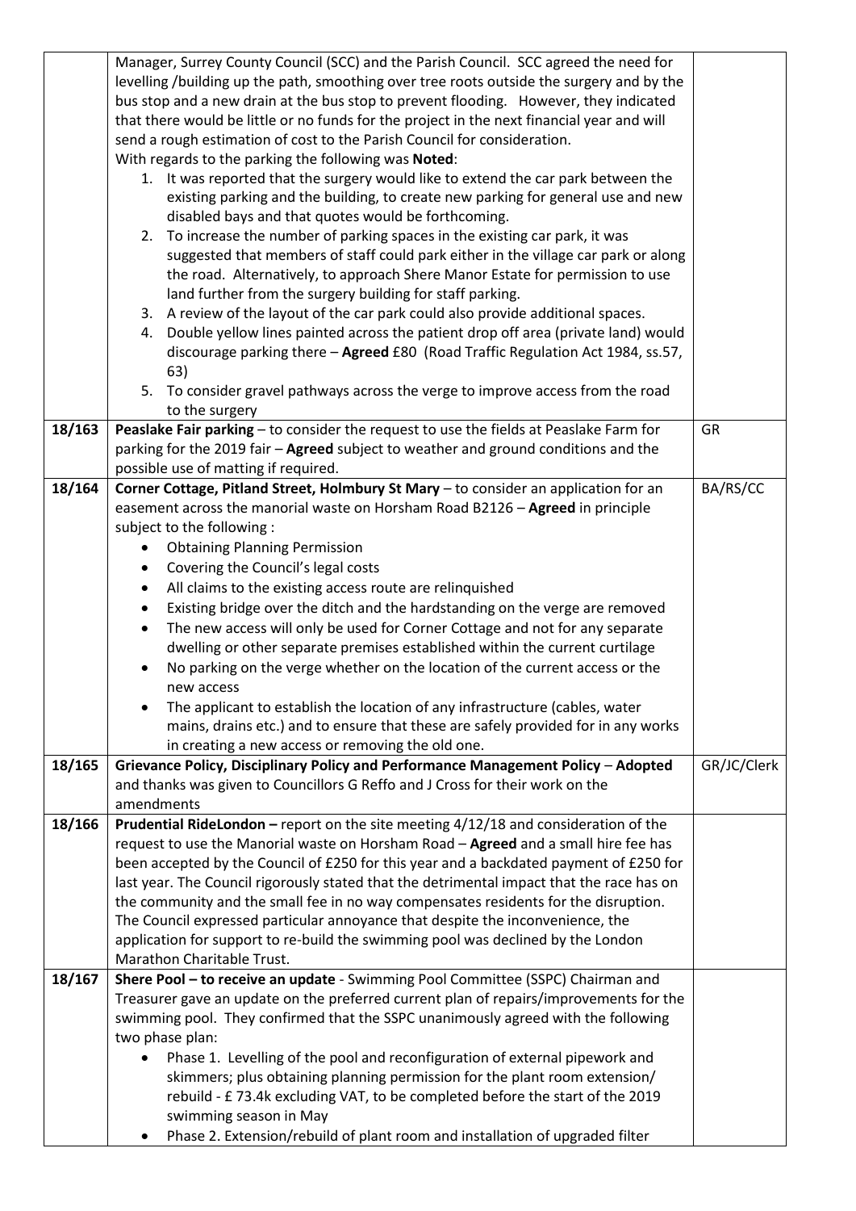| | | |
|---|---|---|
| | Manager, Surrey County Council (SCC) and the Parish Council. SCC agreed the need for levelling /building up the path, smoothing over tree roots outside the surgery and by the bus stop and a new drain at the bus stop to prevent flooding. However, they indicated that there would be little or no funds for the project in the next financial year and will send a rough estimation of cost to the Parish Council for consideration.<br>With regards to the parking the following was **Noted**:<br>1. It was reported that the surgery would like to extend the car park between the existing parking and the building, to create new parking for general use and new disabled bays and that quotes would be forthcoming.<br>2. To increase the number of parking spaces in the existing car park, it was suggested that members of staff could park either in the village car park or along the road. Alternatively, to approach Shere Manor Estate for permission to use land further from the surgery building for staff parking.<br>3. A review of the layout of the car park could also provide additional spaces.<br>4. Double yellow lines painted across the patient drop off area (private land) would discourage parking there – **Agreed** £80 (Road Traffic Regulation Act 1984, ss.57, 63)<br>5. To consider gravel pathways across the verge to improve access from the road to the surgery | |
| 18/163 | **Peaslake Fair parking** – to consider the request to use the fields at Peaslake Farm for parking for the 2019 fair – **Agreed** subject to weather and ground conditions and the possible use of matting if required. | GR |
| 18/164 | **Corner Cottage, Pitland Street, Holmbury St Mary** – to consider an application for an easement across the manorial waste on Horsham Road B2126 – **Agreed** in principle subject to the following :<br>• Obtaining Planning Permission<br>• Covering the Council's legal costs<br>• All claims to the existing access route are relinquished<br>• Existing bridge over the ditch and the hardstanding on the verge are removed<br>• The new access will only be used for Corner Cottage and not for any separate dwelling or other separate premises established within the current curtilage<br>• No parking on the verge whether on the location of the current access or the new access<br>• The applicant to establish the location of any infrastructure (cables, water mains, drains etc.) and to ensure that these are safely provided for in any works in creating a new access or removing the old one. | BA/RS/CC |
| 18/165 | **Grievance Policy, Disciplinary Policy and Performance Management Policy** – **Adopted** and thanks was given to Councillors G Reffo and J Cross for their work on the amendments | GR/JC/Clerk |
| 18/166 | **Prudential RideLondon –** report on the site meeting 4/12/18 and consideration of the request to use the Manorial waste on Horsham Road – **Agreed** and a small hire fee has been accepted by the Council of £250 for this year and a backdated payment of £250 for last year. The Council rigorously stated that the detrimental impact that the race has on the community and the small fee in no way compensates residents for the disruption. The Council expressed particular annoyance that despite the inconvenience, the application for support to re-build the swimming pool was declined by the London Marathon Charitable Trust. | |
| 18/167 | **Shere Pool – to receive an update** - Swimming Pool Committee (SSPC) Chairman and Treasurer gave an update on the preferred current plan of repairs/improvements for the swimming pool. They confirmed that the SSPC unanimously agreed with the following two phase plan:<br>• Phase 1. Levelling of the pool and reconfiguration of external pipework and skimmers; plus obtaining planning permission for the plant room extension/ rebuild - £ 73.4k excluding VAT, to be completed before the start of the 2019 swimming season in May<br>• Phase 2. Extension/rebuild of plant room and installation of upgraded filter | |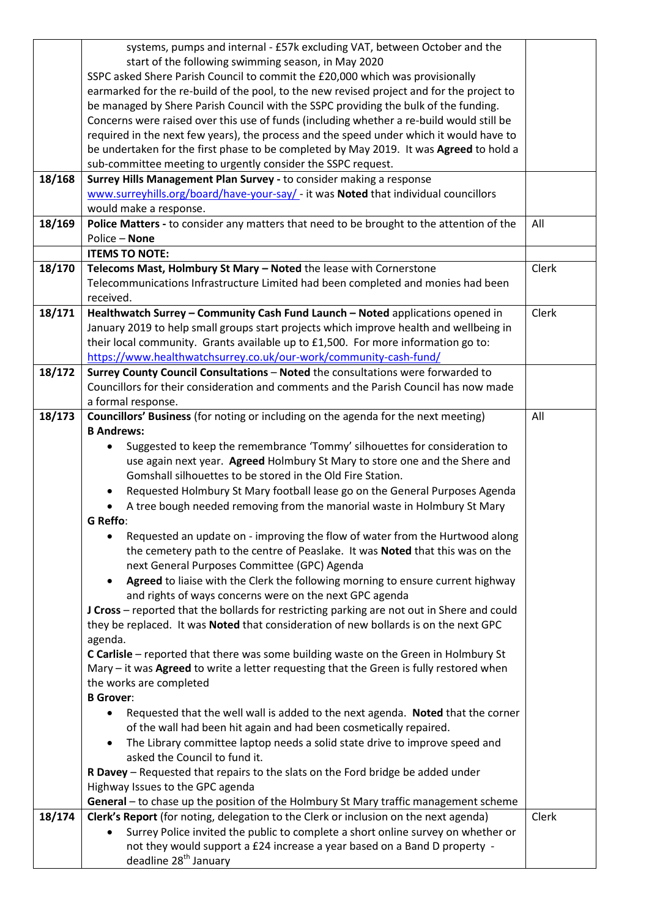| | | |
|---|---|---|
| | systems, pumps and internal - £57k excluding VAT, between October and the start of the following swimming season, in May 2020<br>SSPC asked Shere Parish Council to commit the £20,000 which was provisionally earmarked for the re-build of the pool, to the new revised project and for the project to be managed by Shere Parish Council with the SSPC providing the bulk of the funding. Concerns were raised over this use of funds (including whether a re-build would still be required in the next few years), the process and the speed under which it would have to be undertaken for the first phase to be completed by May 2019. It was **Agreed** to hold a sub-committee meeting to urgently consider the SSPC request. | |
| **18/168** | **Surrey Hills Management Plan Survey -** to consider making a response www.surreyhills.org/board/have-your-say/ - it was **Noted** that individual councillors would make a response. | |
| **18/169** | **Police Matters -** to consider any matters that need to be brought to the attention of the Police – **None** | All |
| | **ITEMS TO NOTE:** | |
| **18/170** | **Telecoms Mast, Holmbury St Mary – Noted** the lease with Cornerstone Telecommunications Infrastructure Limited had been completed and monies had been received. | Clerk |
| **18/171** | **Healthwatch Surrey – Community Cash Fund Launch – Noted** applications opened in January 2019 to help small groups start projects which improve health and wellbeing in their local community. Grants available up to £1,500. For more information go to: https://www.healthwatchsurrey.co.uk/our-work/community-cash-fund/ | Clerk |
| **18/172** | **Surrey County Council Consultations** – **Noted** the consultations were forwarded to Councillors for their consideration and comments and the Parish Council has now made a formal response. | |
| **18/173** | **Councillors' Business** (for noting or including on the agenda for the next meeting)<br>**B Andrews:**<br>• Suggested to keep the remembrance 'Tommy' silhouettes for consideration to use again next year. **Agreed** Holmbury St Mary to store one and the Shere and Gomshall silhouettes to be stored in the Old Fire Station.<br>• Requested Holmbury St Mary football lease go on the General Purposes Agenda<br>• A tree bough needed removing from the manorial waste in Holmbury St Mary<br>**G Reffo**:<br>• Requested an update on - improving the flow of water from the Hurtwood along the cemetery path to the centre of Peaslake. It was **Noted** that this was on the next General Purposes Committee (GPC) Agenda<br>• **Agreed** to liaise with the Clerk the following morning to ensure current highway and rights of ways concerns were on the next GPC agenda<br>**J Cross** – reported that the bollards for restricting parking are not out in Shere and could they be replaced. It was **Noted** that consideration of new bollards is on the next GPC agenda.<br>**C Carlisle** – reported that there was some building waste on the Green in Holmbury St Mary – it was **Agreed** to write a letter requesting that the Green is fully restored when the works are completed<br>**B Grover**:<br>• Requested that the well wall is added to the next agenda. **Noted** that the corner of the wall had been hit again and had been cosmetically repaired.<br>• The Library committee laptop needs a solid state drive to improve speed and asked the Council to fund it.<br>**R Davey** – Requested that repairs to the slats on the Ford bridge be added under Highway Issues to the GPC agenda<br>**General** – to chase up the position of the Holmbury St Mary traffic management scheme | All |
| **18/174** | **Clerk's Report** (for noting, delegation to the Clerk or inclusion on the next agenda)<br>• Surrey Police invited the public to complete a short online survey on whether or not they would support a £24 increase a year based on a Band D property - deadline 28th January | Clerk |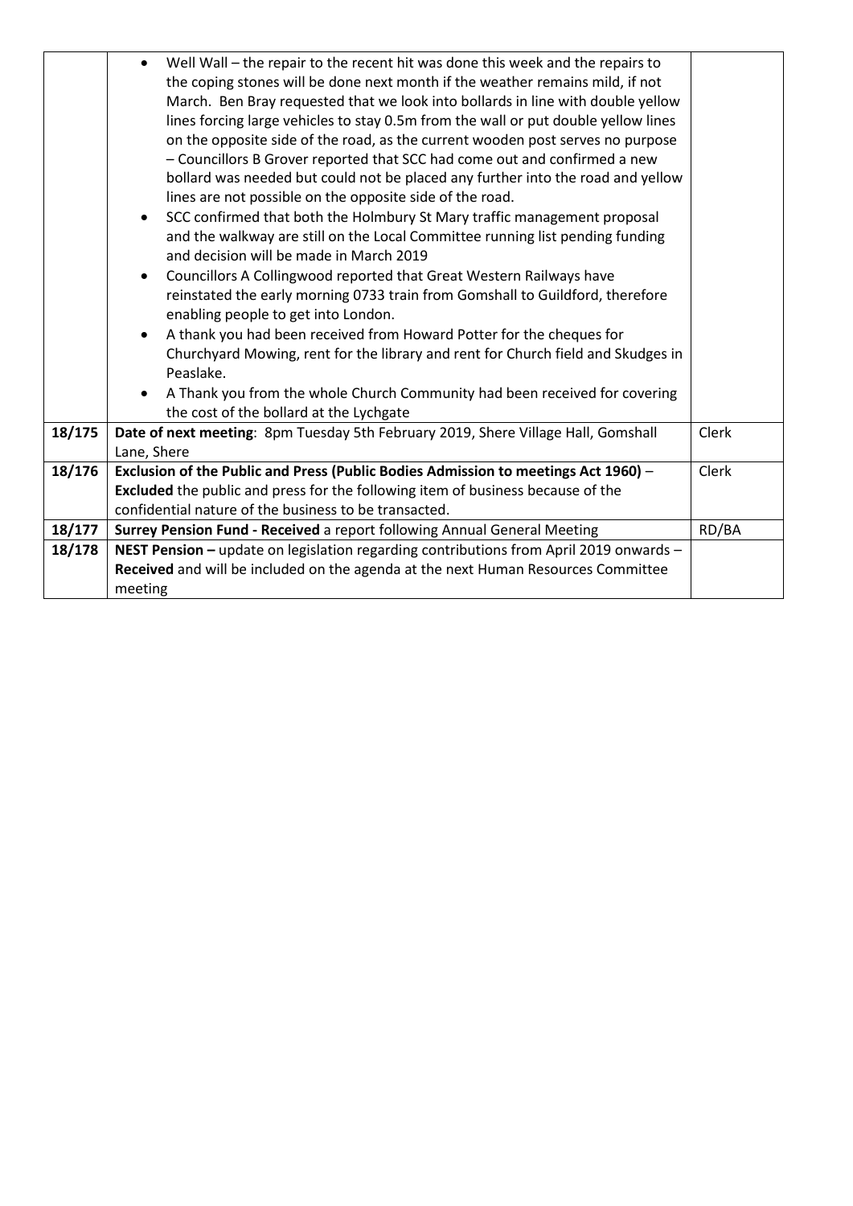| | | |
|---|---|---|
| | • Well Wall – the repair to the recent hit was done this week and the repairs to the coping stones will be done next month if the weather remains mild, if not March. Ben Bray requested that we look into bollards in line with double yellow lines forcing large vehicles to stay 0.5m from the wall or put double yellow lines on the opposite side of the road, as the current wooden post serves no purpose – Councillors B Grover reported that SCC had come out and confirmed a new bollard was needed but could not be placed any further into the road and yellow lines are not possible on the opposite side of the road.<br>• SCC confirmed that both the Holmbury St Mary traffic management proposal and the walkway are still on the Local Committee running list pending funding and decision will be made in March 2019<br>• Councillors A Collingwood reported that Great Western Railways have reinstated the early morning 0733 train from Gomshall to Guildford, therefore enabling people to get into London.<br>• A thank you had been received from Howard Potter for the cheques for Churchyard Mowing, rent for the library and rent for Church field and Skudges in Peaslake.<br>• A Thank you from the whole Church Community had been received for covering the cost of the bollard at the Lychgate | |
| **18/175** | **Date of next meeting**: 8pm Tuesday 5th February 2019, Shere Village Hall, Gomshall Lane, Shere | Clerk |
| **18/176** | **Exclusion of the Public and Press (Public Bodies Admission to meetings Act 1960)** – **Excluded** the public and press for the following item of business because of the confidential nature of the business to be transacted. | Clerk |
| **18/177** | **Surrey Pension Fund - Received** a report following Annual General Meeting | RD/BA |
| **18/178** | **NEST Pension** – update on legislation regarding contributions from April 2019 onwards – **Received** and will be included on the agenda at the next Human Resources Committee meeting | |